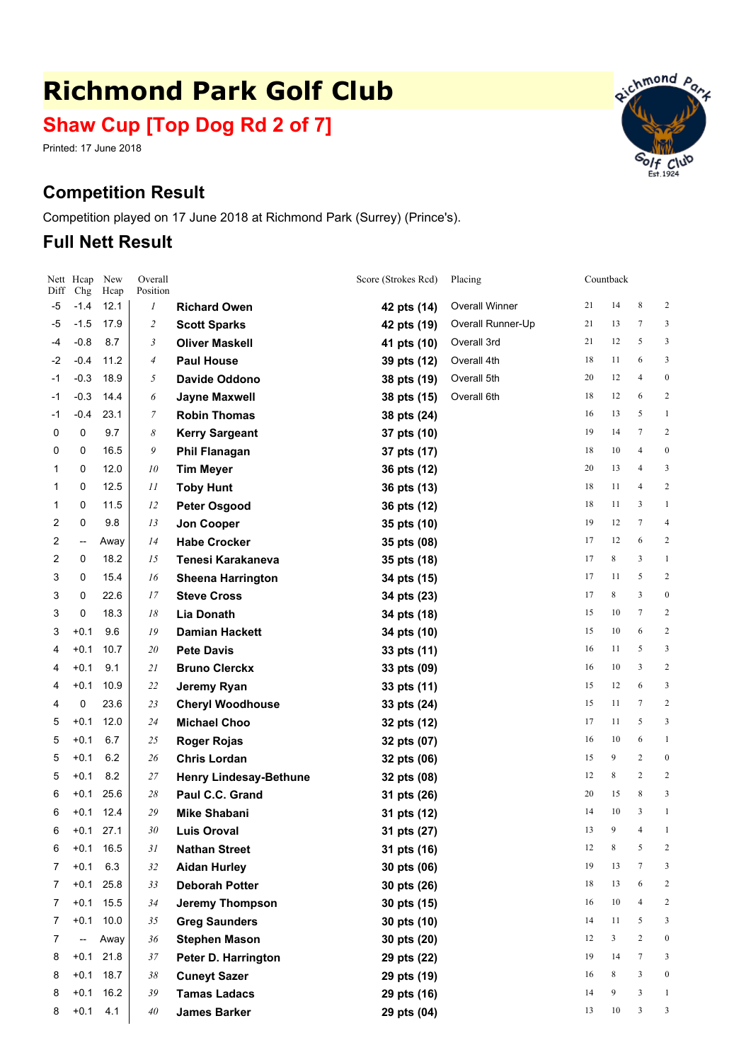# Richmond Park Golf Club

## Shaw Cup [Top Dog Rd 2 of 7]

Printed: 17 June 2018

## Competition Result

Competition played on 17 June 2018 at Richmond Park (Surrey) (Prince's).

## Full Nett Result

| Nett Diff | Hcap Chg | New Hcap | Overall Position | | Score (Strokes Rcd) | Placing | Countback | | | |
|---|---|---|---|---|---|---|---|---|---|---|
| -5 | -1.4 | 12.1 | 1 | **Richard Owen** | **42 pts (14)** | Overall Winner | 21 | 14 | 8 | 2 |
| -5 | -1.5 | 17.9 | 2 | **Scott Sparks** | **42 pts (19)** | Overall Runner-Up | 21 | 13 | 7 | 3 |
| -4 | -0.8 | 8.7 | 3 | **Oliver Maskell** | **41 pts (10)** | Overall 3rd | 21 | 12 | 5 | 3 |
| -2 | -0.4 | 11.2 | 4 | **Paul House** | **39 pts (12)** | Overall 4th | 18 | 11 | 6 | 3 |
| -1 | -0.3 | 18.9 | 5 | **Davide Oddono** | **38 pts (19)** | Overall 5th | 20 | 12 | 4 | 0 |
| -1 | -0.3 | 14.4 | 6 | **Jayne Maxwell** | **38 pts (15)** | Overall 6th | 18 | 12 | 6 | 2 |
| -1 | -0.4 | 23.1 | 7 | **Robin Thomas** | **38 pts (24)** | | 16 | 13 | 5 | 1 |
| 0 | 0 | 9.7 | 8 | **Kerry Sargeant** | **37 pts (10)** | | 19 | 14 | 7 | 2 |
| 0 | 0 | 16.5 | 9 | **Phil Flanagan** | **37 pts (17)** | | 18 | 10 | 4 | 0 |
| 1 | 0 | 12.0 | 10 | **Tim Meyer** | **36 pts (12)** | | 20 | 13 | 4 | 3 |
| 1 | 0 | 12.5 | 11 | **Toby Hunt** | **36 pts (13)** | | 18 | 11 | 4 | 2 |
| 1 | 0 | 11.5 | 12 | **Peter Osgood** | **36 pts (12)** | | 18 | 11 | 3 | 1 |
| 2 | 0 | 9.8 | 13 | **Jon Cooper** | **35 pts (10)** | | 19 | 12 | 7 | 4 |
| 2 | -- | Away | 14 | **Habe Crocker** | **35 pts (08)** | | 17 | 12 | 6 | 2 |
| 2 | 0 | 18.2 | 15 | **Tenesi Karakaneva** | **35 pts (18)** | | 17 | 8 | 3 | 1 |
| 3 | 0 | 15.4 | 16 | **Sheena Harrington** | **34 pts (15)** | | 17 | 11 | 5 | 2 |
| 3 | 0 | 22.6 | 17 | **Steve Cross** | **34 pts (23)** | | 17 | 8 | 3 | 0 |
| 3 | 0 | 18.3 | 18 | **Lia Donath** | **34 pts (18)** | | 15 | 10 | 7 | 2 |
| 3 | +0.1 | 9.6 | 19 | **Damian Hackett** | **34 pts (10)** | | 15 | 10 | 6 | 2 |
| 4 | +0.1 | 10.7 | 20 | **Pete Davis** | **33 pts (11)** | | 16 | 11 | 5 | 3 |
| 4 | +0.1 | 9.1 | 21 | **Bruno Clerckx** | **33 pts (09)** | | 16 | 10 | 3 | 2 |
| 4 | +0.1 | 10.9 | 22 | **Jeremy Ryan** | **33 pts (11)** | | 15 | 12 | 6 | 3 |
| 4 | 0 | 23.6 | 23 | **Cheryl Woodhouse** | **33 pts (24)** | | 15 | 11 | 7 | 2 |
| 5 | +0.1 | 12.0 | 24 | **Michael Choo** | **32 pts (12)** | | 17 | 11 | 5 | 3 |
| 5 | +0.1 | 6.7 | 25 | **Roger Rojas** | **32 pts (07)** | | 16 | 10 | 6 | 1 |
| 5 | +0.1 | 6.2 | 26 | **Chris Lordan** | **32 pts (06)** | | 15 | 9 | 2 | 0 |
| 5 | +0.1 | 8.2 | 27 | **Henry Lindesay-Bethune** | **32 pts (08)** | | 12 | 8 | 2 | 2 |
| 6 | +0.1 | 25.6 | 28 | **Paul C.C. Grand** | **31 pts (26)** | | 20 | 15 | 8 | 3 |
| 6 | +0.1 | 12.4 | 29 | **Mike Shabani** | **31 pts (12)** | | 14 | 10 | 3 | 1 |
| 6 | +0.1 | 27.1 | 30 | **Luis Oroval** | **31 pts (27)** | | 13 | 9 | 4 | 1 |
| 6 | +0.1 | 16.5 | 31 | **Nathan Street** | **31 pts (16)** | | 12 | 8 | 5 | 2 |
| 7 | +0.1 | 6.3 | 32 | **Aidan Hurley** | **30 pts (06)** | | 19 | 13 | 7 | 3 |
| 7 | +0.1 | 25.8 | 33 | **Deborah Potter** | **30 pts (26)** | | 18 | 13 | 6 | 2 |
| 7 | +0.1 | 15.5 | 34 | **Jeremy Thompson** | **30 pts (15)** | | 16 | 10 | 4 | 2 |
| 7 | +0.1 | 10.0 | 35 | **Greg Saunders** | **30 pts (10)** | | 14 | 11 | 5 | 3 |
| 7 | -- | Away | 36 | **Stephen Mason** | **30 pts (20)** | | 12 | 3 | 2 | 0 |
| 8 | +0.1 | 21.8 | 37 | **Peter D. Harrington** | **29 pts (22)** | | 19 | 14 | 7 | 3 |
| 8 | +0.1 | 18.7 | 38 | **Cuneyt Sazer** | **29 pts (19)** | | 16 | 8 | 3 | 0 |
| 8 | +0.1 | 16.2 | 39 | **Tamas Ladacs** | **29 pts (16)** | | 14 | 9 | 3 | 1 |
| 8 | +0.1 | 4.1 | 40 | **James Barker** | **29 pts (04)** | | 13 | 10 | 3 | 3 |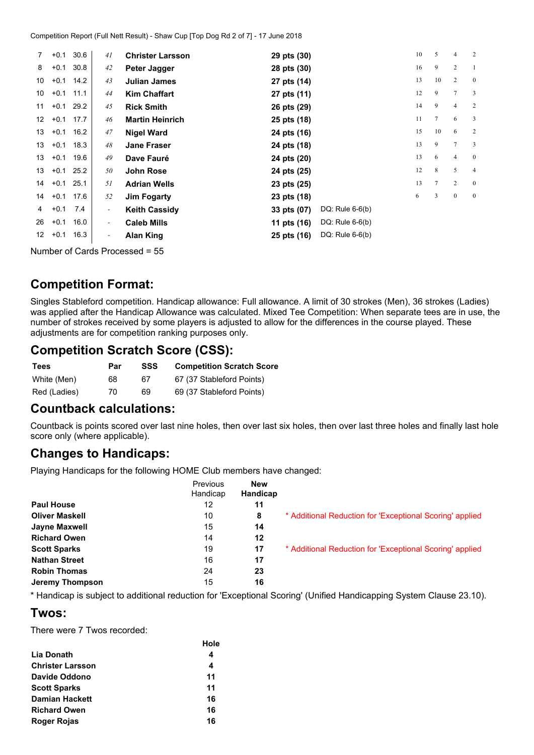Competition Report (Full Nett Result) - Shaw Cup [Top Dog Rd 2 of 7] - 17 June 2018

| | | | | | | | | | | |
|---|---|---|---|---|---|---|---|---|---|---|
| 7 | +0.1 | 30.6 | 41 | **Christer Larsson** | **29 pts (30)** | | 10 | 5 | 4 | 2 |
| 8 | +0.1 | 30.8 | 42 | **Peter Jagger** | **28 pts (30)** | | 16 | 9 | 2 | 1 |
| 10 | +0.1 | 14.2 | 43 | **Julian James** | **27 pts (14)** | | 13 | 10 | 2 | 0 |
| 10 | +0.1 | 11.1 | 44 | **Kim Chaffart** | **27 pts (11)** | | 12 | 9 | 7 | 3 |
| 11 | +0.1 | 29.2 | 45 | **Rick Smith** | **26 pts (29)** | | 14 | 9 | 4 | 2 |
| 12 | +0.1 | 17.7 | 46 | **Martin Heinrich** | **25 pts (18)** | | 11 | 7 | 6 | 3 |
| 13 | +0.1 | 16.2 | 47 | **Nigel Ward** | **24 pts (16)** | | 15 | 10 | 6 | 2 |
| 13 | +0.1 | 18.3 | 48 | **Jane Fraser** | **24 pts (18)** | | 13 | 9 | 7 | 3 |
| 13 | +0.1 | 19.6 | 49 | **Dave Fauré** | **24 pts (20)** | | 13 | 6 | 4 | 0 |
| 13 | +0.1 | 25.2 | 50 | **John Rose** | **24 pts (25)** | | 12 | 8 | 5 | 4 |
| 14 | +0.1 | 25.1 | 51 | **Adrian Wells** | **23 pts (25)** | | 13 | 7 | 2 | 0 |
| 14 | +0.1 | 17.6 | 52 | **Jim Fogarty** | **23 pts (18)** | | 6 | 3 | 0 | 0 |
| 4 | +0.1 | 7.4 | - | **Keith Cassidy** | **33 pts (07)** | DQ: Rule 6-6(b) | | | | |
| 26 | +0.1 | 16.0 | - | **Caleb Mills** | **11 pts (16)** | DQ: Rule 6-6(b) | | | | |
| 12 | +0.1 | 16.3 | - | **Alan King** | **25 pts (16)** | DQ: Rule 6-6(b) | | | | |

Number of Cards Processed = 55

## Competition Format:

Singles Stableford competition. Handicap allowance: Full allowance. A limit of 30 strokes (Men), 36 strokes (Ladies) was applied after the Handicap Allowance was calculated. Mixed Tee Competition: When separate tees are in use, the number of strokes received by some players is adjusted to allow for the differences in the course played. These adjustments are for competition ranking purposes only.

## Competition Scratch Score (CSS):

| Tees | Par | SSS | Competition Scratch Score |
|---|---|---|---|
| White (Men) | 68 | 67 | 67 (37 Stableford Points) |
| Red (Ladies) | 70 | 69 | 69 (37 Stableford Points) |

## Countback calculations:

Countback is points scored over last nine holes, then over last six holes, then over last three holes and finally last hole score only (where applicable).

## Changes to Handicaps:

Playing Handicaps for the following HOME Club members have changed:

| | Previous Handicap | New Handicap | |
|---|---|---|---|
| **Paul House** | 12 | **11** | |
| **Oliver Maskell** | 10 | **8** | * Additional Reduction for 'Exceptional Scoring' applied |
| **Jayne Maxwell** | 15 | **14** | |
| **Richard Owen** | 14 | **12** | |
| **Scott Sparks** | 19 | **17** | * Additional Reduction for 'Exceptional Scoring' applied |
| **Nathan Street** | 16 | **17** | |
| **Robin Thomas** | 24 | **23** | |
| **Jeremy Thompson** | 15 | **16** | |

* Handicap is subject to additional reduction for 'Exceptional Scoring' (Unified Handicapping System Clause 23.10).

## Twos:

There were 7 Twos recorded:

| | Hole |
|---|---|
| **Lia Donath** | **4** |
| **Christer Larsson** | **4** |
| **Davide Oddono** | **11** |
| **Scott Sparks** | **11** |
| **Damian Hackett** | **16** |
| **Richard Owen** | **16** |
| **Roger Rojas** | **16** |